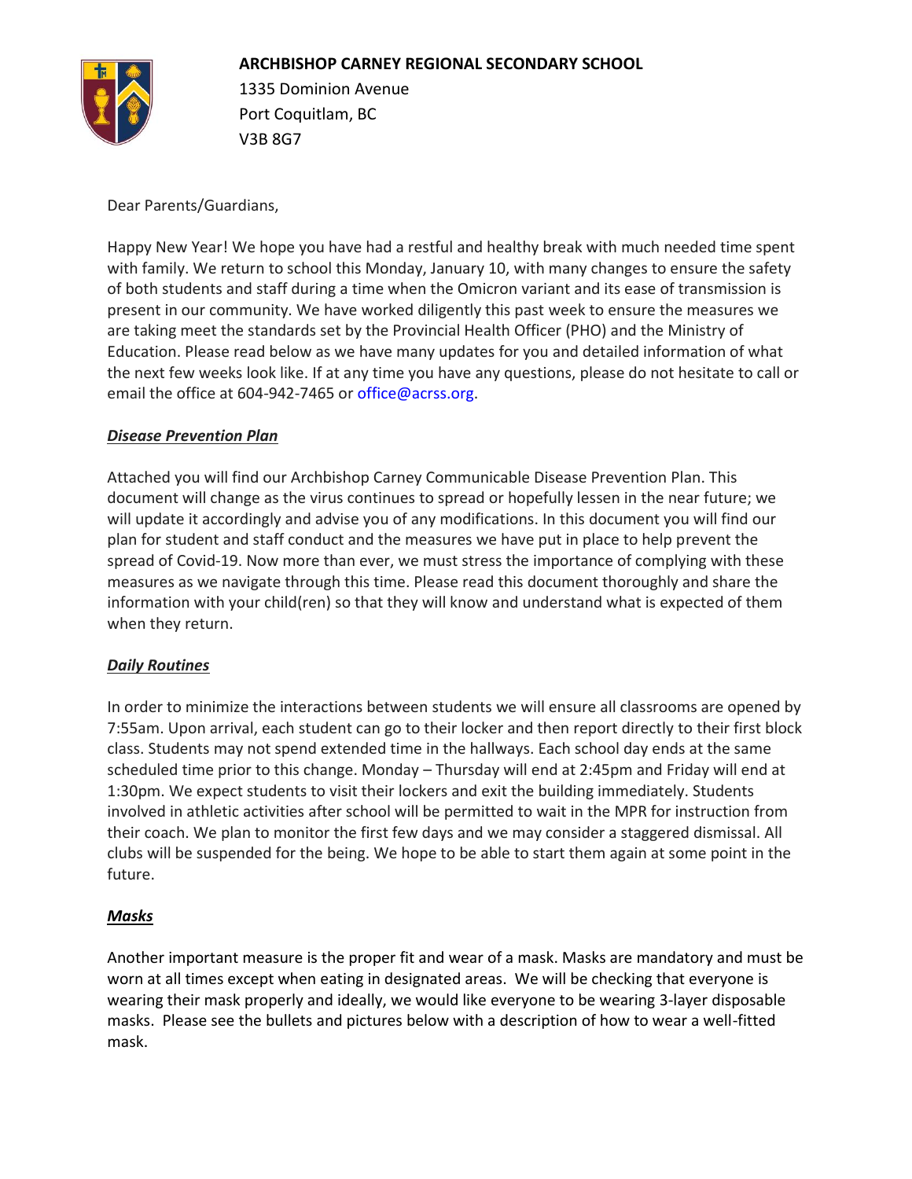**ARCHBISHOP CARNEY REGIONAL SECONDARY SCHOOL**
1335 Dominion Avenue
Port Coquitlam, BC
V3B 8G7

Dear Parents/Guardians,

Happy New Year! We hope you have had a restful and healthy break with much needed time spent with family. We return to school this Monday, January 10, with many changes to ensure the safety of both students and staff during a time when the Omicron variant and its ease of transmission is present in our community. We have worked diligently this past week to ensure the measures we are taking meet the standards set by the Provincial Health Officer (PHO) and the Ministry of Education. Please read below as we have many updates for you and detailed information of what the next few weeks look like. If at any time you have any questions, please do not hesitate to call or email the office at 604-942-7465 or office@acrss.org.

***Disease Prevention Plan***

Attached you will find our Archbishop Carney Communicable Disease Prevention Plan. This document will change as the virus continues to spread or hopefully lessen in the near future; we will update it accordingly and advise you of any modifications. In this document you will find our plan for student and staff conduct and the measures we have put in place to help prevent the spread of Covid-19. Now more than ever, we must stress the importance of complying with these measures as we navigate through this time. Please read this document thoroughly and share the information with your child(ren) so that they will know and understand what is expected of them when they return.

***Daily Routines***

In order to minimize the interactions between students we will ensure all classrooms are opened by 7:55am. Upon arrival, each student can go to their locker and then report directly to their first block class. Students may not spend extended time in the hallways. Each school day ends at the same scheduled time prior to this change. Monday – Thursday will end at 2:45pm and Friday will end at 1:30pm. We expect students to visit their lockers and exit the building immediately. Students involved in athletic activities after school will be permitted to wait in the MPR for instruction from their coach. We plan to monitor the first few days and we may consider a staggered dismissal. All clubs will be suspended for the being. We hope to be able to start them again at some point in the future.

***Masks***

Another important measure is the proper fit and wear of a mask. Masks are mandatory and must be worn at all times except when eating in designated areas. We will be checking that everyone is wearing their mask properly and ideally, we would like everyone to be wearing 3-layer disposable masks. Please see the bullets and pictures below with a description of how to wear a well-fitted mask.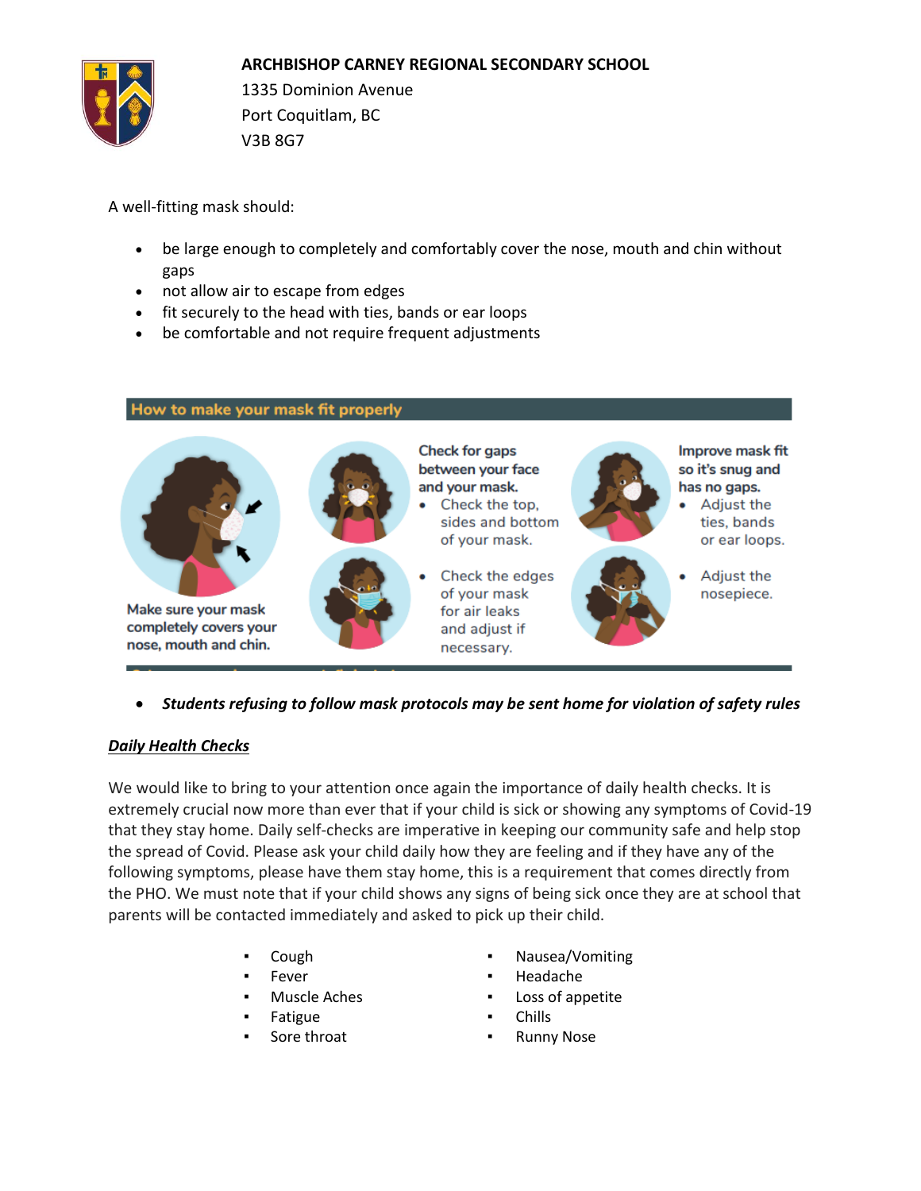**ARCHBISHOP CARNEY REGIONAL SECONDARY SCHOOL**
1335 Dominion Avenue
Port Coquitlam, BC
V3B 8G7

A well-fitting mask should:

- be large enough to completely and comfortably cover the nose, mouth and chin without gaps
- not allow air to escape from edges
- fit securely to the head with ties, bands or ear loops
- be comfortable and not require frequent adjustments

**How to make your mask fit properly**

**Make sure your mask completely covers your nose, mouth and chin.**

**Check for gaps between your face and your mask.**
- Check the top, sides and bottom of your mask.
- Check the edges of your mask for air leaks and adjust if necessary.

**Improve mask fit so it's snug and has no gaps.**
- Adjust the ties, bands or ear loops.
- Adjust the nosepiece.

- ***Students refusing to follow mask protocols may be sent home for violation of safety rules***

***Daily Health Checks***

We would like to bring to your attention once again the importance of daily health checks. It is extremely crucial now more than ever that if your child is sick or showing any symptoms of Covid-19 that they stay home. Daily self-checks are imperative in keeping our community safe and help stop the spread of Covid. Please ask your child daily how they are feeling and if they have any of the following symptoms, please have them stay home, this is a requirement that comes directly from the PHO. We must note that if your child shows any signs of being sick once they are at school that parents will be contacted immediately and asked to pick up their child.

- Cough
- Fever
- Muscle Aches
- Fatigue
- Sore throat
- Nausea/Vomiting
- Headache
- Loss of appetite
- Chills
- Runny Nose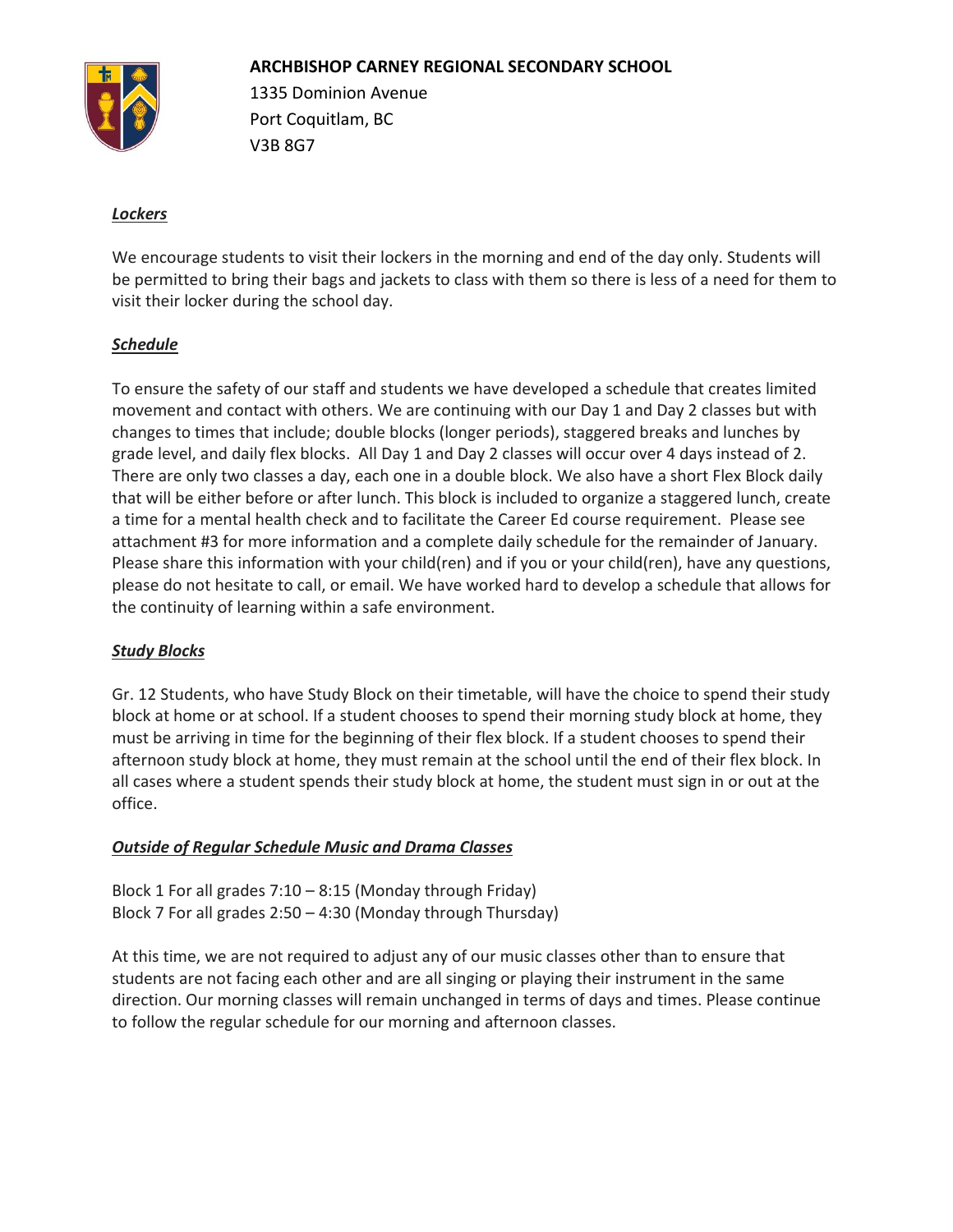**ARCHBISHOP CARNEY REGIONAL SECONDARY SCHOOL**

1335 Dominion Avenue
Port Coquitlam, BC
V3B 8G7

### ***Lockers***

We encourage students to visit their lockers in the morning and end of the day only. Students will be permitted to bring their bags and jackets to class with them so there is less of a need for them to visit their locker during the school day.

### ***Schedule***

To ensure the safety of our staff and students we have developed a schedule that creates limited movement and contact with others. We are continuing with our Day 1 and Day 2 classes but with changes to times that include; double blocks (longer periods), staggered breaks and lunches by grade level, and daily flex blocks. All Day 1 and Day 2 classes will occur over 4 days instead of 2. There are only two classes a day, each one in a double block. We also have a short Flex Block daily that will be either before or after lunch. This block is included to organize a staggered lunch, create a time for a mental health check and to facilitate the Career Ed course requirement. Please see attachment #3 for more information and a complete daily schedule for the remainder of January. Please share this information with your child(ren) and if you or your child(ren), have any questions, please do not hesitate to call, or email. We have worked hard to develop a schedule that allows for the continuity of learning within a safe environment.

### ***Study Blocks***

Gr. 12 Students, who have Study Block on their timetable, will have the choice to spend their study block at home or at school. If a student chooses to spend their morning study block at home, they must be arriving in time for the beginning of their flex block. If a student chooses to spend their afternoon study block at home, they must remain at the school until the end of their flex block. In all cases where a student spends their study block at home, the student must sign in or out at the office.

### ***Outside of Regular Schedule Music and Drama Classes***

Block 1 For all grades 7:10 – 8:15 (Monday through Friday)
Block 7 For all grades 2:50 – 4:30 (Monday through Thursday)

At this time, we are not required to adjust any of our music classes other than to ensure that students are not facing each other and are all singing or playing their instrument in the same direction. Our morning classes will remain unchanged in terms of days and times. Please continue to follow the regular schedule for our morning and afternoon classes.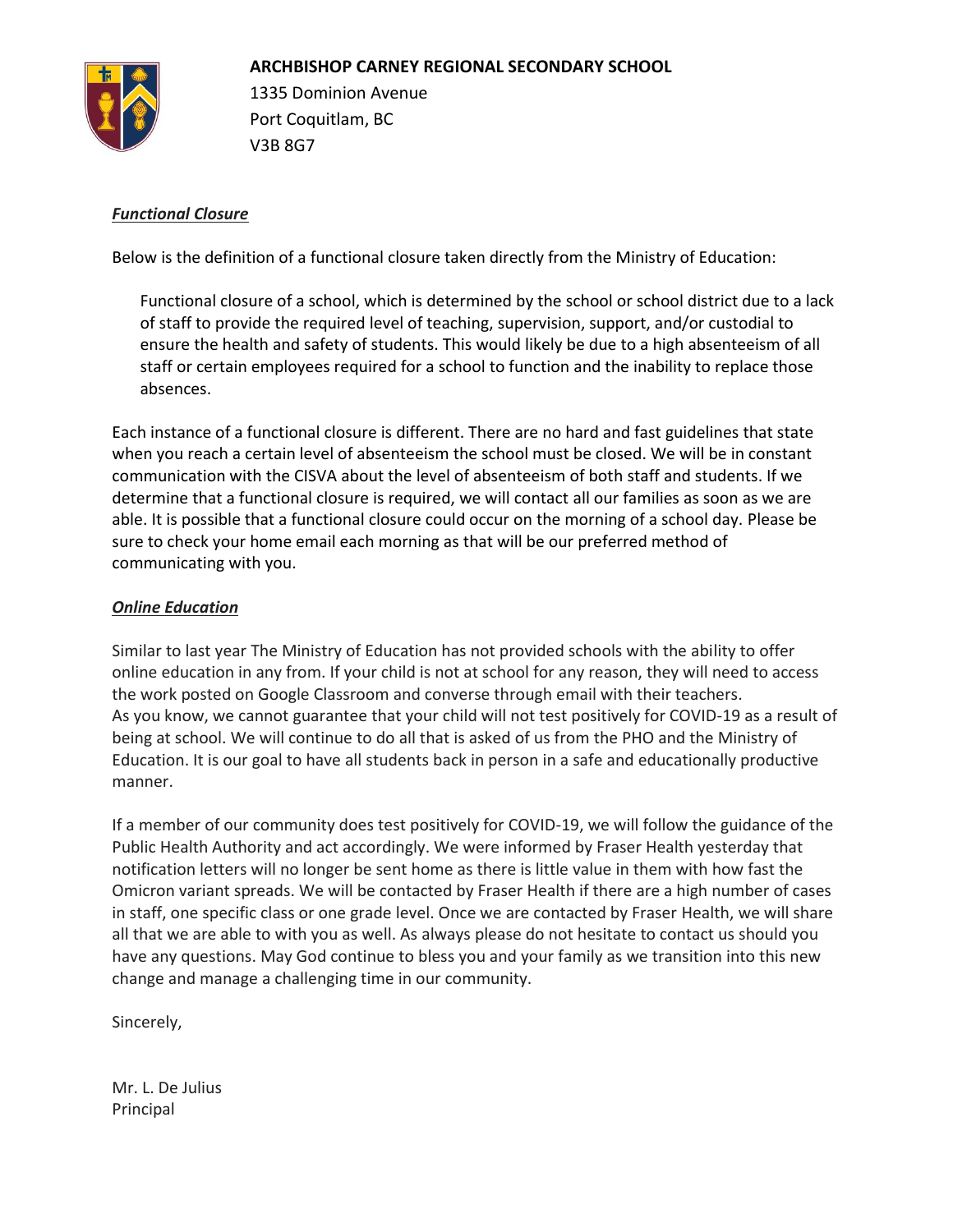**ARCHBISHOP CARNEY REGIONAL SECONDARY SCHOOL**

1335 Dominion Avenue
Port Coquitlam, BC
V3B 8G7

***<u>Functional Closure</u>***

Below is the definition of a functional closure taken directly from the Ministry of Education:

> Functional closure of a school, which is determined by the school or school district due to a lack of staff to provide the required level of teaching, supervision, support, and/or custodial to ensure the health and safety of students. This would likely be due to a high absenteeism of all staff or certain employees required for a school to function and the inability to replace those absences.

Each instance of a functional closure is different. There are no hard and fast guidelines that state when you reach a certain level of absenteeism the school must be closed. We will be in constant communication with the CISVA about the level of absenteeism of both staff and students. If we determine that a functional closure is required, we will contact all our families as soon as we are able. It is possible that a functional closure could occur on the morning of a school day. Please be sure to check your home email each morning as that will be our preferred method of communicating with you.

***<u>Online Education</u>***

Similar to last year The Ministry of Education has not provided schools with the ability to offer online education in any from. If your child is not at school for any reason, they will need to access the work posted on Google Classroom and converse through email with their teachers.
As you know, we cannot guarantee that your child will not test positively for COVID-19 as a result of being at school. We will continue to do all that is asked of us from the PHO and the Ministry of Education. It is our goal to have all students back in person in a safe and educationally productive manner.

If a member of our community does test positively for COVID-19, we will follow the guidance of the Public Health Authority and act accordingly. We were informed by Fraser Health yesterday that notification letters will no longer be sent home as there is little value in them with how fast the Omicron variant spreads. We will be contacted by Fraser Health if there are a high number of cases in staff, one specific class or one grade level. Once we are contacted by Fraser Health, we will share all that we are able to with you as well. As always please do not hesitate to contact us should you have any questions. May God continue to bless you and your family as we transition into this new change and manage a challenging time in our community.

Sincerely,

Mr. L. De Julius
Principal